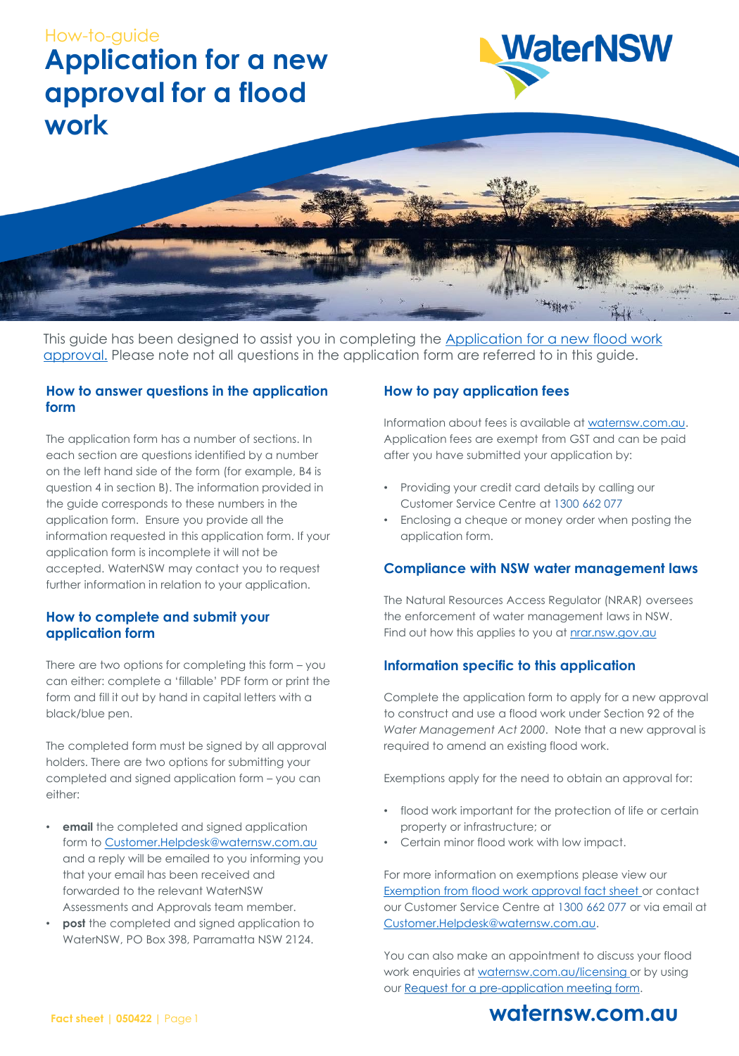How-to-guide

# Application for a new approval for a flood work

This guide has been designed to assist you in completing the Application for a new flood work approval. Please note not all questions in the application form are referred to in this guide.

## How to answer questions in the application form

The application form has a number of sections. In each section are questions identified by a number on the left hand side of the form (for example, B4 is question 4 in section B). The information provided in the guide corresponds to these numbers in the application form. Ensure you provide all the information requested in this application form. If your application form is incomplete it will not be accepted. WaterNSW may contact you to request further information in relation to your application.

## How to complete and submit your application form

There are two options for completing this form – you can either: complete a 'fillable' PDF form or print the form and fill it out by hand in capital letters with a black/blue pen.

The completed form must be signed by all approval holders. There are two options for submitting your completed and signed application form – you can either:

- **email** the completed and signed application form to Customer.Helpdesk@waternsw.com.au and a reply will be emailed to you informing you that your email has been received and forwarded to the relevant WaterNSW Assessments and Approvals team member.
- **post** the completed and signed application to WaterNSW, PO Box 398, Parramatta NSW 2124.

## How to pay application fees

Information about fees is available at waternsw.com.au. Application fees are exempt from GST and can be paid after you have submitted your application by:

- Providing your credit card details by calling our Customer Service Centre at 1300 662 077
- Enclosing a cheque or money order when posting the application form.

## Compliance with NSW water management laws

The Natural Resources Access Regulator (NRAR) oversees the enforcement of water management laws in NSW. Find out how this applies to you at nrar.nsw.gov.au

## Information specific to this application

Complete the application form to apply for a new approval to construct and use a flood work under Section 92 of the *Water Management Act 2000*. Note that a new approval is required to amend an existing flood work.

Exemptions apply for the need to obtain an approval for:

- flood work important for the protection of life or certain property or infrastructure; or
- Certain minor flood work with low impact.

For more information on exemptions please view our Exemption from flood work approval fact sheet or contact our Customer Service Centre at 1300 662 077 or via email at Customer.Helpdesk@waternsw.com.au.

You can also make an appointment to discuss your flood work enquiries at waternsw.com.au/licensing or by using our Request for a pre-application meeting form.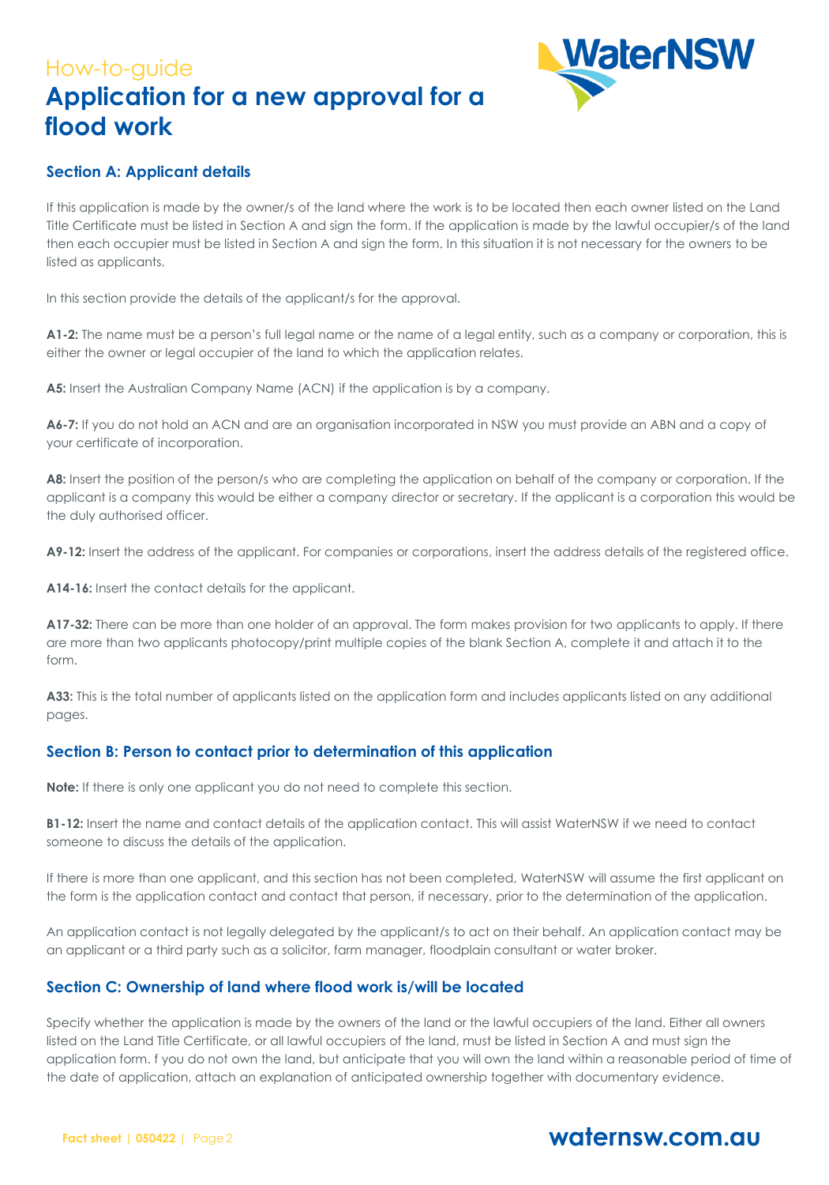How-to-guide

# Application for a new approval for a flood work

## Section A: Applicant details

If this application is made by the owner/s of the land where the work is to be located then each owner listed on the Land Title Certificate must be listed in Section A and sign the form. If the application is made by the lawful occupier/s of the land then each occupier must be listed in Section A and sign the form. In this situation it is not necessary for the owners to be listed as applicants.

In this section provide the details of the applicant/s for the approval.

**A1-2:** The name must be a person's full legal name or the name of a legal entity, such as a company or corporation, this is either the owner or legal occupier of the land to which the application relates.

**A5:** Insert the Australian Company Name (ACN) if the application is by a company.

**A6-7:** If you do not hold an ACN and are an organisation incorporated in NSW you must provide an ABN and a copy of your certificate of incorporation.

**A8:** Insert the position of the person/s who are completing the application on behalf of the company or corporation. If the applicant is a company this would be either a company director or secretary. If the applicant is a corporation this would be the duly authorised officer.

**A9-12:** Insert the address of the applicant. For companies or corporations, insert the address details of the registered office.

**A14-16:** Insert the contact details for the applicant.

**A17-32:** There can be more than one holder of an approval. The form makes provision for two applicants to apply. If there are more than two applicants photocopy/print multiple copies of the blank Section A, complete it and attach it to the form.

**A33:** This is the total number of applicants listed on the application form and includes applicants listed on any additional pages.

## Section B: Person to contact prior to determination of this application

**Note:** If there is only one applicant you do not need to complete this section.

**B1-12:** Insert the name and contact details of the application contact. This will assist WaterNSW if we need to contact someone to discuss the details of the application.

If there is more than one applicant, and this section has not been completed, WaterNSW will assume the first applicant on the form is the application contact and contact that person, if necessary, prior to the determination of the application.

An application contact is not legally delegated by the applicant/s to act on their behalf. An application contact may be an applicant or a third party such as a solicitor, farm manager, floodplain consultant or water broker.

## Section C: Ownership of land where flood work is/will be located

Specify whether the application is made by the owners of the land or the lawful occupiers of the land. Either all owners listed on the Land Title Certificate, or all lawful occupiers of the land, must be listed in Section A and must sign the application form. f you do not own the land, but anticipate that you will own the land within a reasonable period of time of the date of application, attach an explanation of anticipated ownership together with documentary evidence.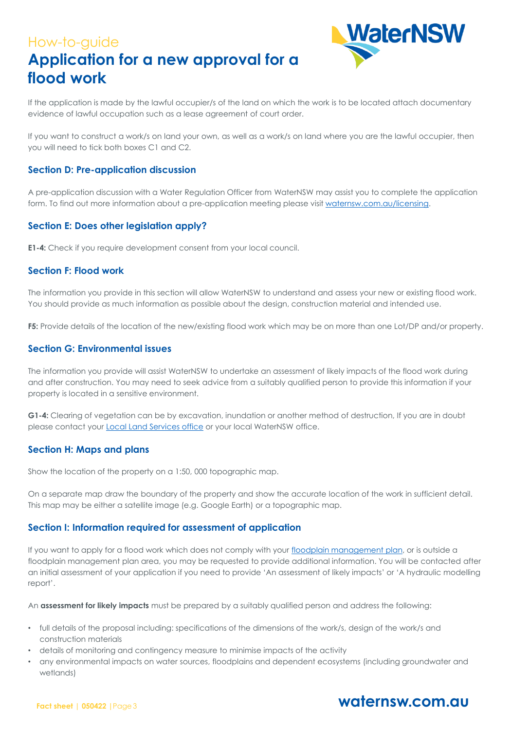If the application is made by the lawful occupier/s of the land on which the work is to be located attach documentary evidence of lawful occupation such as a lease agreement of court order.

If you want to construct a work/s on land your own, as well as a work/s on land where you are the lawful occupier, then you will need to tick both boxes C1 and C2.

### Section D: Pre-application discussion

A pre-application discussion with a Water Regulation Officer from WaterNSW may assist you to complete the application form. To find out more information about a pre-application meeting please visit waternsw.com.au/licensing.

### Section E: Does other legislation apply?

**E1-4:** Check if you require development consent from your local council.

### Section F: Flood work

The information you provide in this section will allow WaterNSW to understand and assess your new or existing flood work. You should provide as much information as possible about the design, construction material and intended use.

**F5:** Provide details of the location of the new/existing flood work which may be on more than one Lot/DP and/or property.

### Section G: Environmental issues

The information you provide will assist WaterNSW to undertake an assessment of likely impacts of the flood work during and after construction. You may need to seek advice from a suitably qualified person to provide this information if your property is located in a sensitive environment.

**G1-4:** Clearing of vegetation can be by excavation, inundation or another method of destruction, If you are in doubt please contact your Local Land Services office or your local WaterNSW office.

### Section H: Maps and plans

Show the location of the property on a 1:50, 000 topographic map.

On a separate map draw the boundary of the property and show the accurate location of the work in sufficient detail. This map may be either a satellite image (e.g. Google Earth) or a topographic map.

### Section I: Information required for assessment of application

If you want to apply for a flood work which does not comply with your floodplain management plan, or is outside a floodplain management plan area, you may be requested to provide additional information. You will be contacted after an initial assessment of your application if you need to provide 'An assessment of likely impacts' or 'A hydraulic modelling report'.

An **assessment for likely impacts** must be prepared by a suitably qualified person and address the following:

- full details of the proposal including: specifications of the dimensions of the work/s, design of the work/s and construction materials
- details of monitoring and contingency measure to minimise impacts of the activity
- any environmental impacts on water sources, floodplains and dependent ecosystems (including groundwater and wetlands)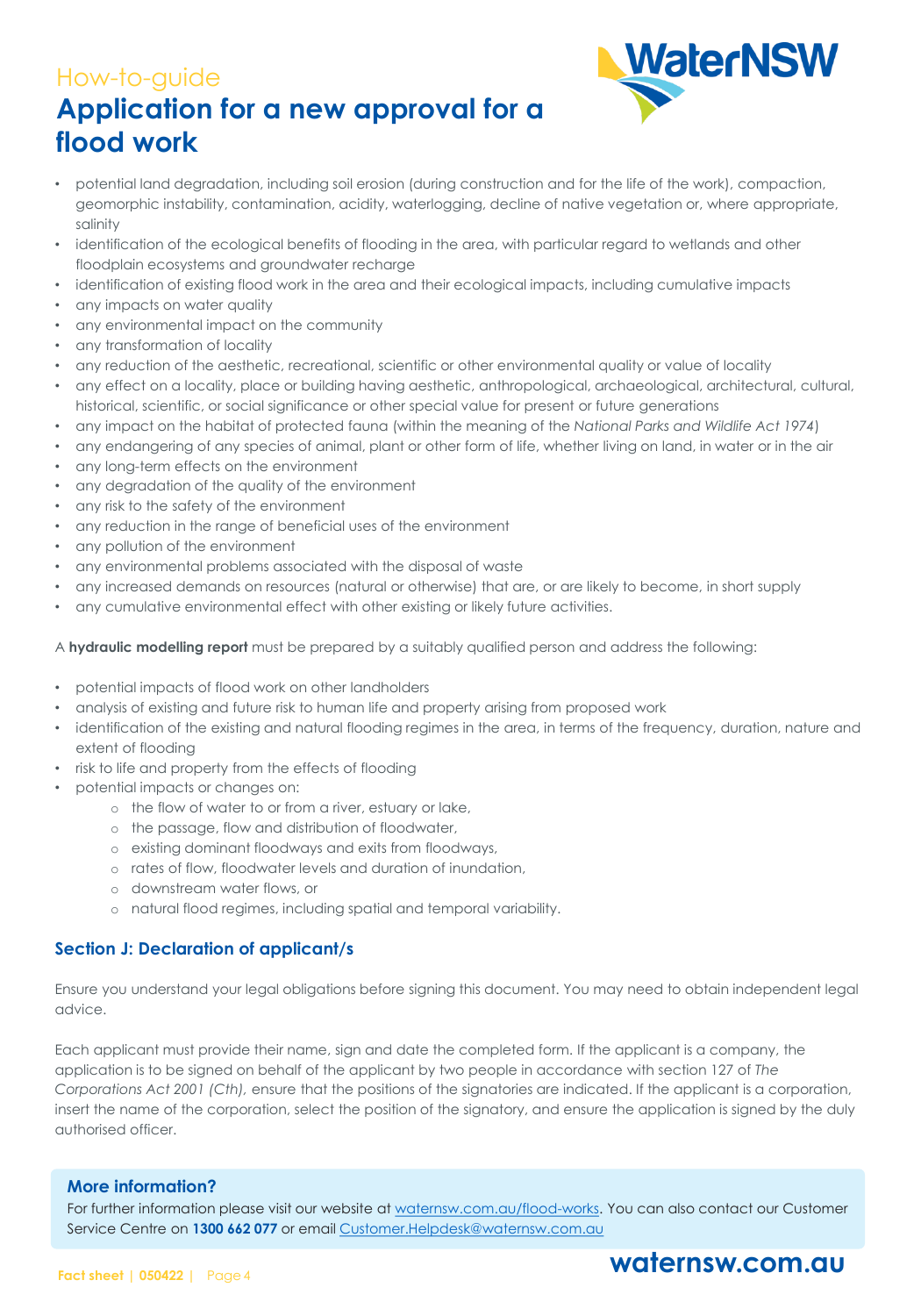- potential land degradation, including soil erosion (during construction and for the life of the work), compaction, geomorphic instability, contamination, acidity, waterlogging, decline of native vegetation or, where appropriate, salinity
- identification of the ecological benefits of flooding in the area, with particular regard to wetlands and other floodplain ecosystems and groundwater recharge
- identification of existing flood work in the area and their ecological impacts, including cumulative impacts
- any impacts on water quality
- any environmental impact on the community
- any transformation of locality
- any reduction of the aesthetic, recreational, scientific or other environmental quality or value of locality
- any effect on a locality, place or building having aesthetic, anthropological, archaeological, architectural, cultural, historical, scientific, or social significance or other special value for present or future generations
- any impact on the habitat of protected fauna (within the meaning of the *National Parks and Wildlife Act 1974*)
- any endangering of any species of animal, plant or other form of life, whether living on land, in water or in the air
- any long-term effects on the environment
- any degradation of the quality of the environment
- any risk to the safety of the environment
- any reduction in the range of beneficial uses of the environment
- any pollution of the environment
- any environmental problems associated with the disposal of waste
- any increased demands on resources (natural or otherwise) that are, or are likely to become, in short supply
- any cumulative environmental effect with other existing or likely future activities.

A **hydraulic modelling report** must be prepared by a suitably qualified person and address the following:

- potential impacts of flood work on other landholders
- analysis of existing and future risk to human life and property arising from proposed work
- identification of the existing and natural flooding regimes in the area, in terms of the frequency, duration, nature and extent of flooding
- risk to life and property from the effects of flooding
- potential impacts or changes on:
  - the flow of water to or from a river, estuary or lake,
  - the passage, flow and distribution of floodwater,
  - existing dominant floodways and exits from floodways,
  - rates of flow, floodwater levels and duration of inundation,
  - downstream water flows, or
  - natural flood regimes, including spatial and temporal variability.

### Section J: Declaration of applicant/s

Ensure you understand your legal obligations before signing this document. You may need to obtain independent legal advice.

Each applicant must provide their name, sign and date the completed form. If the applicant is a company, the application is to be signed on behalf of the applicant by two people in accordance with section 127 of *The Corporations Act 2001 (Cth)*, ensure that the positions of the signatories are indicated. If the applicant is a corporation, insert the name of the corporation, select the position of the signatory, and ensure the application is signed by the duly authorised officer.

### More information?

For further information please visit our website at watersnw.com.au/flood-works. You can also contact our Customer Service Centre on **1300 662 077** or email Customer.Helpdesk@waternsw.com.au